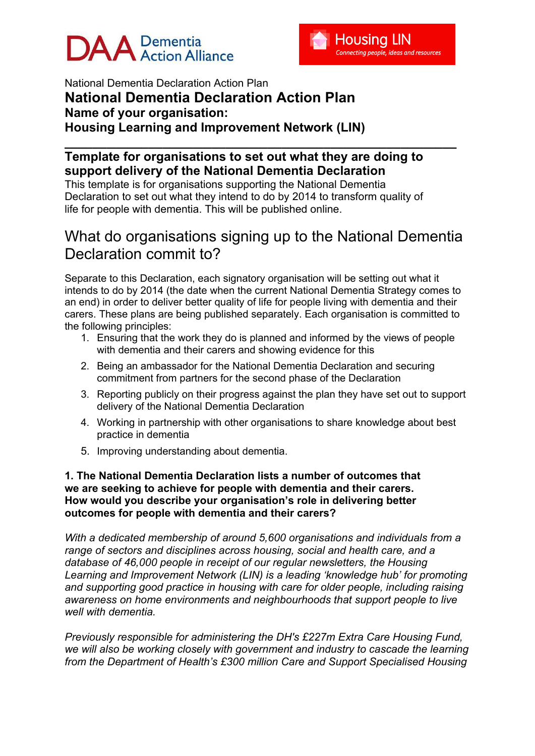DAA Dementia Action Alliance

Housing LIN
Connecting people, ideas and resources

National Dementia Declaration Action Plan

# National Dementia Declaration Action Plan

**Name of your organisation:**
**Housing Learning and Improvement Network (LIN)**

## Template for organisations to set out what they are doing to support delivery of the National Dementia Declaration

This template is for organisations supporting the National Dementia Declaration to set out what they intend to do by 2014 to transform quality of life for people with dementia. This will be published online.

## What do organisations signing up to the National Dementia Declaration commit to?

Separate to this Declaration, each signatory organisation will be setting out what it intends to do by 2014 (the date when the current National Dementia Strategy comes to an end) in order to deliver better quality of life for people living with dementia and their carers. These plans are being published separately. Each organisation is committed to the following principles:

1. Ensuring that the work they do is planned and informed by the views of people with dementia and their carers and showing evidence for this
2. Being an ambassador for the National Dementia Declaration and securing commitment from partners for the second phase of the Declaration
3. Reporting publicly on their progress against the plan they have set out to support delivery of the National Dementia Declaration
4. Working in partnership with other organisations to share knowledge about best practice in dementia
5. Improving understanding about dementia.

**1. The National Dementia Declaration lists a number of outcomes that we are seeking to achieve for people with dementia and their carers. How would you describe your organisation's role in delivering better outcomes for people with dementia and their carers?**

*With a dedicated membership of around 5,600 organisations and individuals from a range of sectors and disciplines across housing, social and health care, and a database of 46,000 people in receipt of our regular newsletters, the Housing Learning and Improvement Network (LIN) is a leading 'knowledge hub' for promoting and supporting good practice in housing with care for older people, including raising awareness on home environments and neighbourhoods that support people to live well with dementia.*

*Previously responsible for administering the DH's £227m Extra Care Housing Fund, we will also be working closely with government and industry to cascade the learning from the Department of Health's £300 million Care and Support Specialised Housing*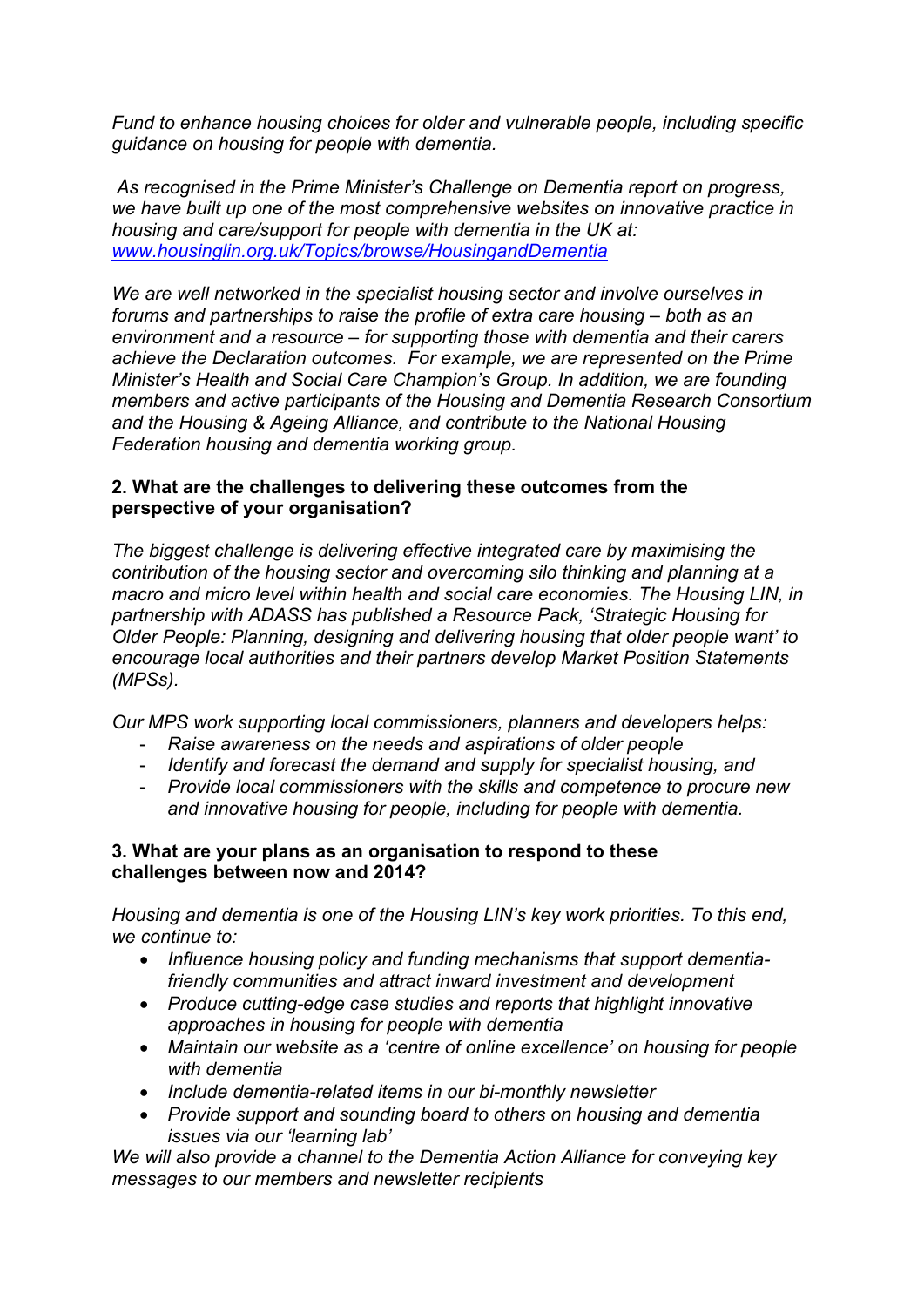*Fund to enhance housing choices for older and vulnerable people, including specific guidance on housing for people with dementia.*

*As recognised in the Prime Minister's Challenge on Dementia report on progress, we have built up one of the most comprehensive websites on innovative practice in housing and care/support for people with dementia in the UK at: [www.housinglin.org.uk/Topics/browse/HousingandDementia](www.housinglin.org.uk/Topics/browse/HousingandDementia)*

*We are well networked in the specialist housing sector and involve ourselves in forums and partnerships to raise the profile of extra care housing – both as an environment and a resource – for supporting those with dementia and their carers achieve the Declaration outcomes. For example, we are represented on the Prime Minister's Health and Social Care Champion's Group. In addition, we are founding members and active participants of the Housing and Dementia Research Consortium and the Housing & Ageing Alliance, and contribute to the National Housing Federation housing and dementia working group.*

**2. What are the challenges to delivering these outcomes from the perspective of your organisation?**

*The biggest challenge is delivering effective integrated care by maximising the contribution of the housing sector and overcoming silo thinking and planning at a macro and micro level within health and social care economies. The Housing LIN, in partnership with ADASS has published a Resource Pack, 'Strategic Housing for Older People: Planning, designing and delivering housing that older people want' to encourage local authorities and their partners develop Market Position Statements (MPSs).*

*Our MPS work supporting local commissioners, planners and developers helps:*

- *Raise awareness on the needs and aspirations of older people*
- *Identify and forecast the demand and supply for specialist housing, and*
- *Provide local commissioners with the skills and competence to procure new and innovative housing for people, including for people with dementia.*

**3. What are your plans as an organisation to respond to these challenges between now and 2014?**

*Housing and dementia is one of the Housing LIN's key work priorities. To this end, we continue to:*

- *Influence housing policy and funding mechanisms that support dementia-friendly communities and attract inward investment and development*
- *Produce cutting-edge case studies and reports that highlight innovative approaches in housing for people with dementia*
- *Maintain our website as a 'centre of online excellence' on housing for people with dementia*
- *Include dementia-related items in our bi-monthly newsletter*
- *Provide support and sounding board to others on housing and dementia issues via our 'learning lab'*

*We will also provide a channel to the Dementia Action Alliance for conveying key messages to our members and newsletter recipients*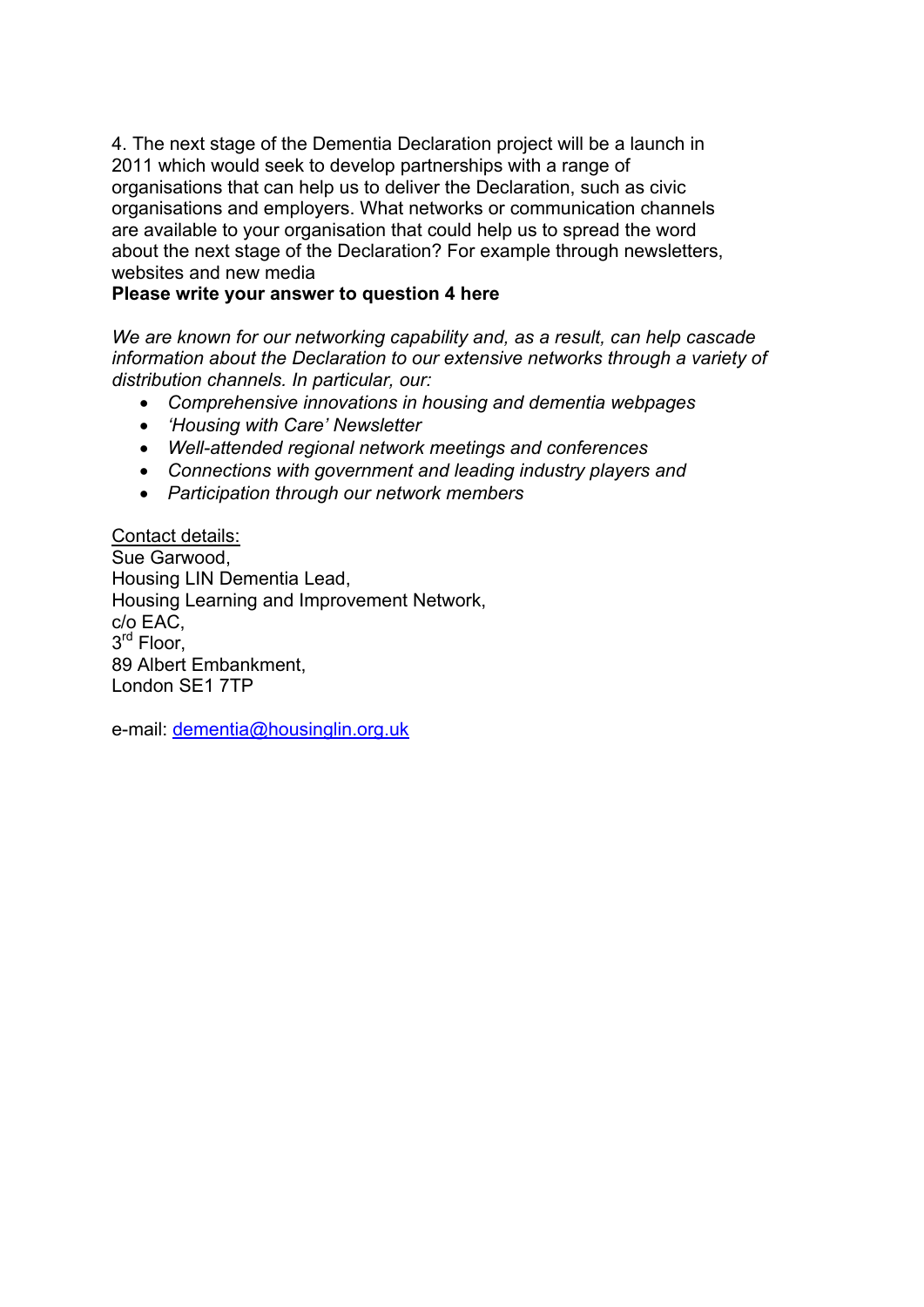4. The next stage of the Dementia Declaration project will be a launch in 2011 which would seek to develop partnerships with a range of organisations that can help us to deliver the Declaration, such as civic organisations and employers. What networks or communication channels are available to your organisation that could help us to spread the word about the next stage of the Declaration? For example through newsletters, websites and new media

**Please write your answer to question 4 here**

*We are known for our networking capability and, as a result, can help cascade information about the Declaration to our extensive networks through a variety of distribution channels. In particular, our:*

- *Comprehensive innovations in housing and dementia webpages*
- *'Housing with Care' Newsletter*
- *Well-attended regional network meetings and conferences*
- *Connections with government and leading industry players and*
- *Participation through our network members*

<u>Contact details:</u>
Sue Garwood,
Housing LIN Dementia Lead,
Housing Learning and Improvement Network,
c/o EAC,
3rd Floor,
89 Albert Embankment,
London SE1 7TP

e-mail: dementia@housinglin.org.uk